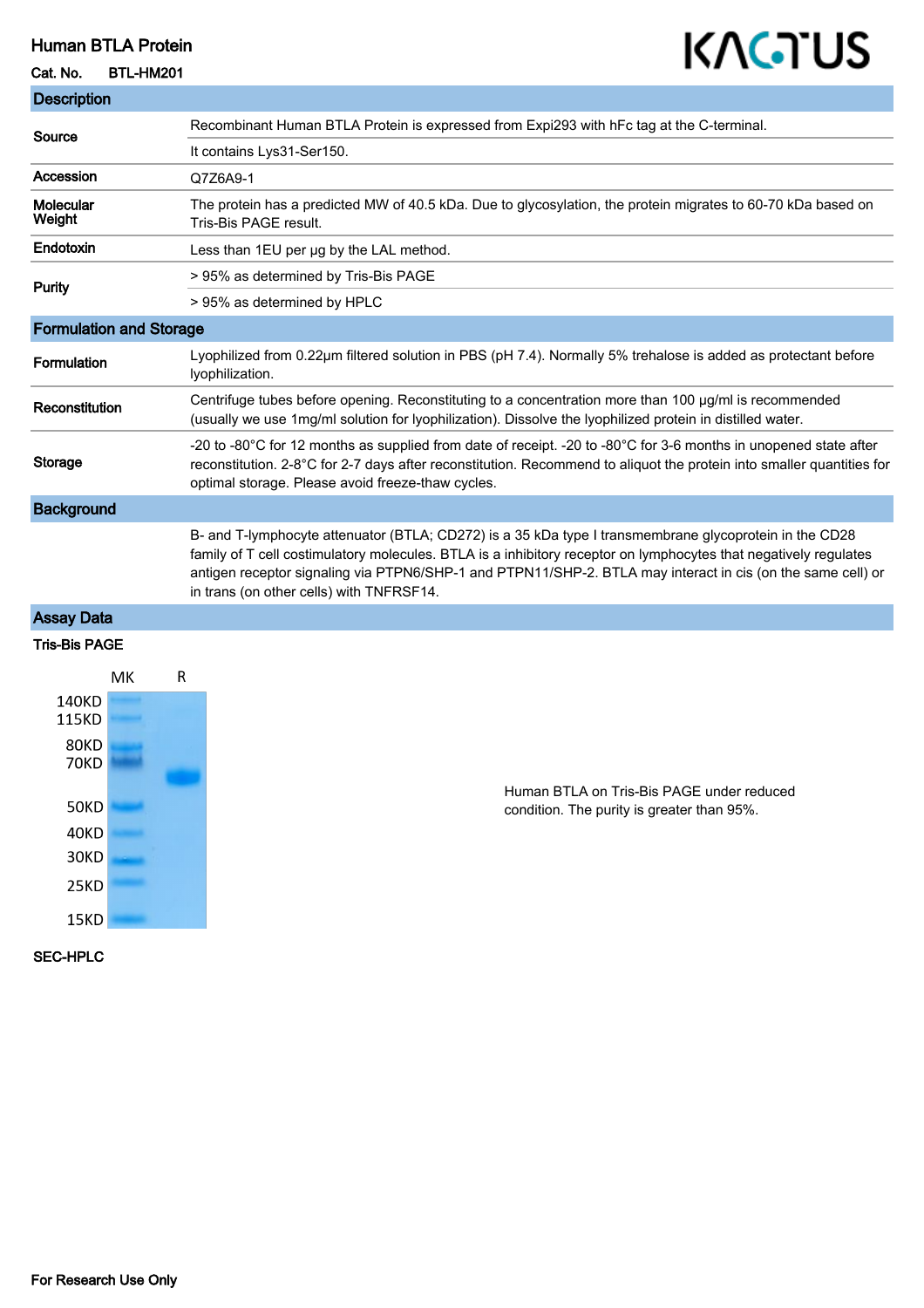# Human BTLA Protein

**Cat. No.** BTL-HM201

## Description

| | |
|---|---|
| **Source** | Recombinant Human BTLA Protein is expressed from Expi293 with hFc tag at the C-terminal. |
| | It contains Lys31-Ser150. |
| **Accession** | Q7Z6A9-1 |
| **Molecular Weight** | The protein has a predicted MW of 40.5 kDa. Due to glycosylation, the protein migrates to 60-70 kDa based on Tris-Bis PAGE result. |
| **Endotoxin** | Less than 1EU per μg by the LAL method. |
| **Purity** | > 95% as determined by Tris-Bis PAGE |
| | > 95% as determined by HPLC |

## Formulation and Storage

| | |
|---|---|
| **Formulation** | Lyophilized from 0.22μm filtered solution in PBS (pH 7.4). Normally 5% trehalose is added as protectant before lyophilization. |
| **Reconstitution** | Centrifuge tubes before opening. Reconstituting to a concentration more than 100 μg/ml is recommended (usually we use 1mg/ml solution for lyophilization). Dissolve the lyophilized protein in distilled water. |
| **Storage** | -20 to -80°C for 12 months as supplied from date of receipt. -20 to -80°C for 3-6 months in unopened state after reconstitution. 2-8°C for 2-7 days after reconstitution. Recommend to aliquot the protein into smaller quantities for optimal storage. Please avoid freeze-thaw cycles. |

## Background

B- and T-lymphocyte attenuator (BTLA; CD272) is a 35 kDa type I transmembrane glycoprotein in the CD28 family of T cell costimulatory molecules. BTLA is a inhibitory receptor on lymphocytes that negatively regulates antigen receptor signaling via PTPN6/SHP-1 and PTPN11/SHP-2. BTLA may interact in cis (on the same cell) or in trans (on other cells) with TNFRSF14.

## Assay Data

### Tris-Bis PAGE

MK R

140KD
115KD
80KD
70KD
50KD
40KD
30KD
25KD
15KD

Human BTLA on Tris-Bis PAGE under reduced condition. The purity is greater than 95%.

### SEC-HPLC

For Research Use Only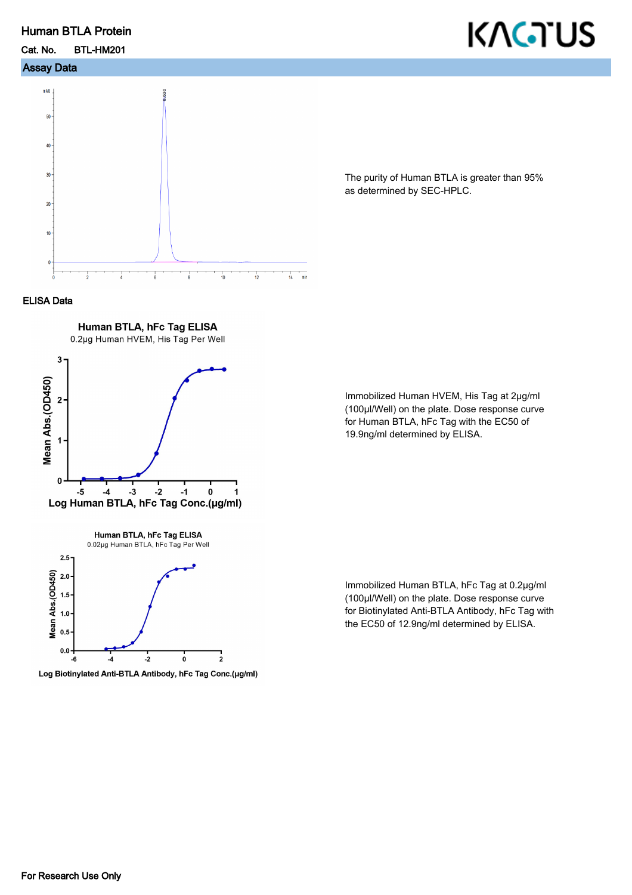# Human BTLA Protein

Cat. No. BTL-HM201

## Assay Data

mAU
50
40
30
20
10
0
0 2 4 6 8 10 12 14 min
6.630

The purity of Human BTLA is greater than 95% as determined by SEC-HPLC.

### ELISA Data

**Human BTLA, hFc Tag ELISA**
0.2μg Human HVEM, His Tag Per Well
Mean Abs.(OD450)
3
2
1
0
-5 -4 -3 -2 -1 0 1
Log Human BTLA, hFc Tag Conc.(μg/ml)

Immobilized Human HVEM, His Tag at 2μg/ml (100μl/Well) on the plate. Dose response curve for Human BTLA, hFc Tag with the EC50 of 19.9ng/ml determined by ELISA.

**Human BTLA, hFc Tag ELISA**
0.02μg Human BTLA, hFc Tag Per Well
Mean Abs.(OD450)
2.5
2.0
1.5
1.0
0.5
0.0
-6 -4 -2 0 2
Log Biotinylated Anti-BTLA Antibody, hFc Tag Conc.(μg/ml)

Immobilized Human BTLA, hFc Tag at 0.2μg/ml (100μl/Well) on the plate. Dose response curve for Biotinylated Anti-BTLA Antibody, hFc Tag with the EC50 of 12.9ng/ml determined by ELISA.

For Research Use Only